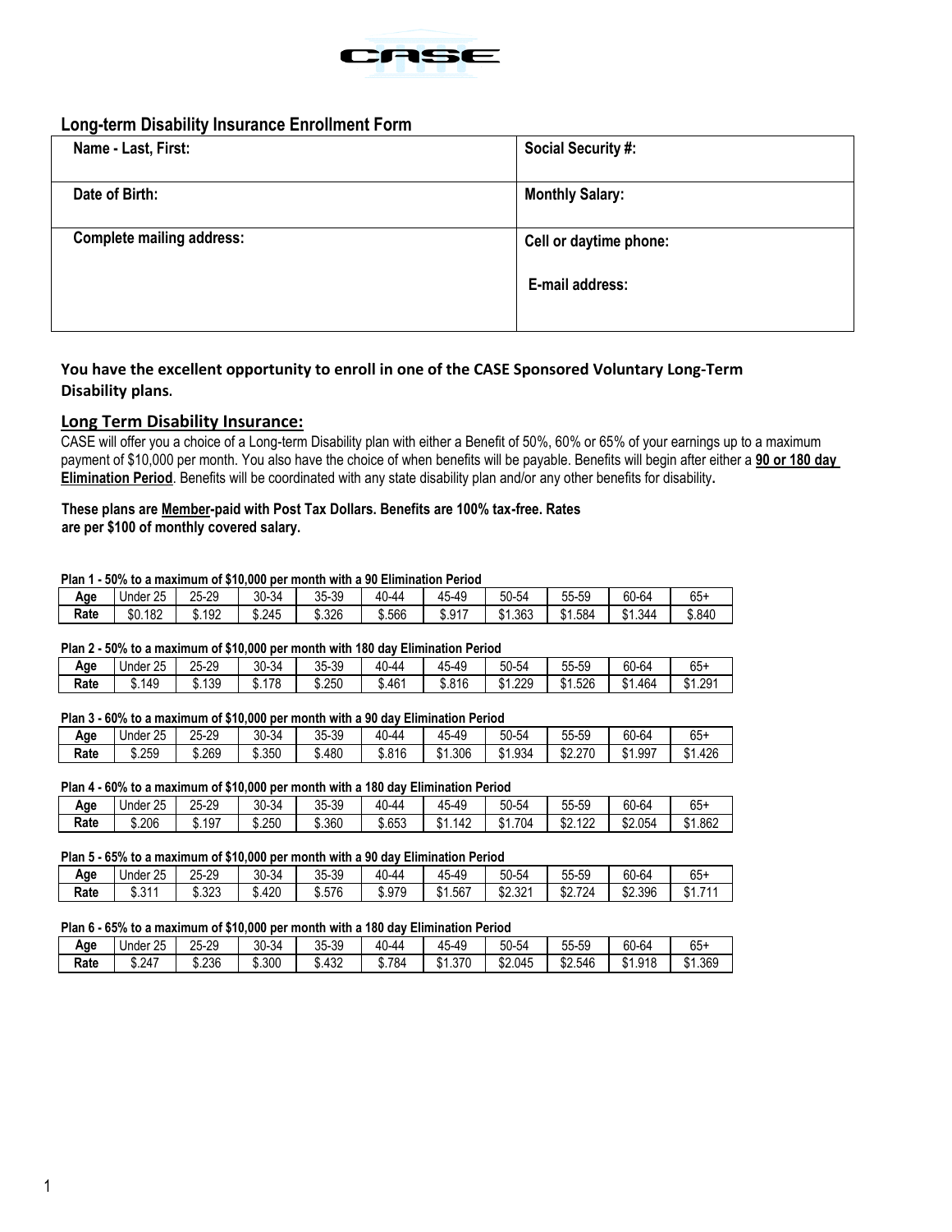CASE

## Long-term Disability Insurance Enrollment Form

| Name - Last, First: | Social Security #: |
| --- | --- |
| Date of Birth: | Monthly Salary: |
| Complete mailing address: | Cell or daytime phone:<br><br>E-mail address: |

**You have the excellent opportunity to enroll in one of the CASE Sponsored Voluntary Long-Term Disability plans.**

### Long Term Disability Insurance:

CASE will offer you a choice of a Long-term Disability plan with either a Benefit of 50%, 60% or 65% of your earnings up to a maximum payment of $10,000 per month. You also have the choice of when benefits will be payable. Benefits will begin after either a **90 or 180 day Elimination Period**. Benefits will be coordinated with any state disability plan and/or any other benefits for disability**.**

**These plans are Member-paid with Post Tax Dollars. Benefits are 100% tax-free. Rates are per $100 of monthly covered salary.**

**Plan 1 - 50% to a maximum of $10,000 per month with a 90 Elimination Period**

| Age | Under 25 | 25-29 | 30-34 | 35-39 | 40-44 | 45-49 | 50-54 | 55-59 | 60-64 | 65+ |
| --- | --- | --- | --- | --- | --- | --- | --- | --- | --- | --- |
| Rate | $0.182 | $.192 | $.245 | $.326 | $.566 | $.917 | $1.363 | $1.584 | $1.344 | $.840 |

**Plan 2 - 50% to a maximum of $10,000 per month with 180 day Elimination Period**

| Age | Under 25 | 25-29 | 30-34 | 35-39 | 40-44 | 45-49 | 50-54 | 55-59 | 60-64 | 65+ |
| --- | --- | --- | --- | --- | --- | --- | --- | --- | --- | --- |
| Rate | $.149 | $.139 | $.178 | $.250 | $.461 | $.816 | $1.229 | $1.526 | $1.464 | $1.291 |

**Plan 3 - 60% to a maximum of $10,000 per month with a 90 day Elimination Period**

| Age | Under 25 | 25-29 | 30-34 | 35-39 | 40-44 | 45-49 | 50-54 | 55-59 | 60-64 | 65+ |
| --- | --- | --- | --- | --- | --- | --- | --- | --- | --- | --- |
| Rate | $.259 | $.269 | $.350 | $.480 | $.816 | $1.306 | $1.934 | $2.270 | $1.997 | $1.426 |

**Plan 4 - 60% to a maximum of $10,000 per month with a 180 day Elimination Period**

| Age | Under 25 | 25-29 | 30-34 | 35-39 | 40-44 | 45-49 | 50-54 | 55-59 | 60-64 | 65+ |
| --- | --- | --- | --- | --- | --- | --- | --- | --- | --- | --- |
| Rate | $.206 | $.197 | $.250 | $.360 | $.653 | $1.142 | $1.704 | $2.122 | $2.054 | $1.862 |

**Plan 5 - 65% to a maximum of $10,000 per month with a 90 day Elimination Period**

| Age | Under 25 | 25-29 | 30-34 | 35-39 | 40-44 | 45-49 | 50-54 | 55-59 | 60-64 | 65+ |
| --- | --- | --- | --- | --- | --- | --- | --- | --- | --- | --- |
| Rate | $.311 | $.323 | $.420 | $.576 | $.979 | $1.567 | $2.321 | $2.724 | $2.396 | $1.711 |

**Plan 6 - 65% to a maximum of $10,000 per month with a 180 day Elimination Period**

| Age | Under 25 | 25-29 | 30-34 | 35-39 | 40-44 | 45-49 | 50-54 | 55-59 | 60-64 | 65+ |
| --- | --- | --- | --- | --- | --- | --- | --- | --- | --- | --- |
| Rate | $.247 | $.236 | $.300 | $.432 | $.784 | $1.370 | $2.045 | $2.546 | $1.918 | $1.369 |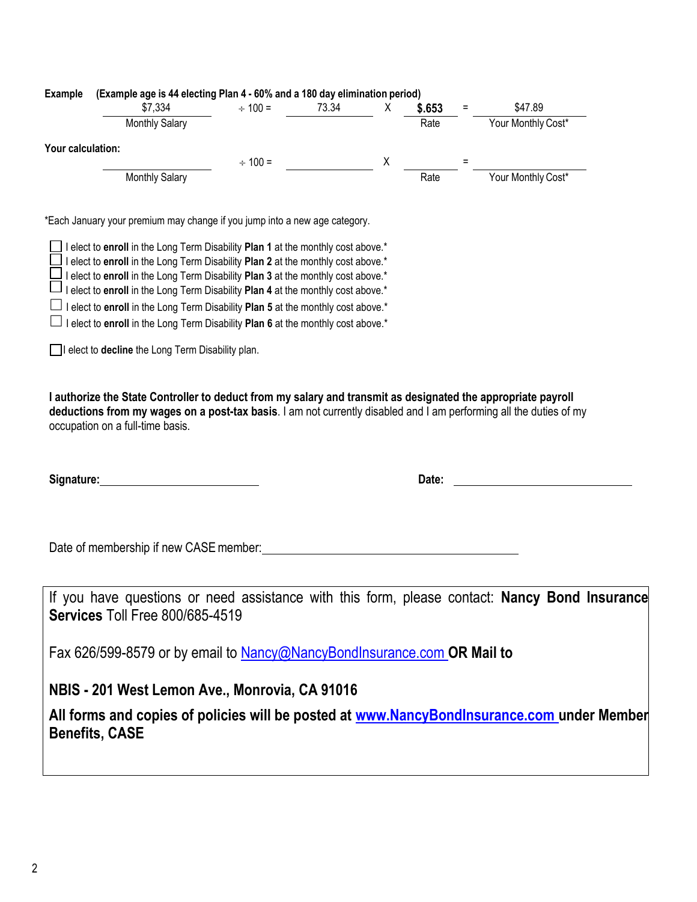**Example** **(Example age is 44 electing Plan 4 - 60% and a 180 day elimination period)**

| | | | | | | |
|---|---|---|---|---|---|---|
| $7,334 | ÷ 100 = | 73.34 | X | **$.653** | = | $47.89 |
| Monthly Salary | | | | Rate | | Your Monthly Cost* |

**Your calculation:**

| | | | | | | |
|---|---|---|---|---|---|---|
| ______________ | ÷ 100 = | ______________ | X | __________ | = | ______________ |
| Monthly Salary | | | | Rate | | Your Monthly Cost* |

*Each January your premium may change if you jump into a new age category.

☐ I elect to **enroll** in the Long Term Disability **Plan 1** at the monthly cost above.*
☐ I elect to **enroll** in the Long Term Disability **Plan 2** at the monthly cost above.*
☐ I elect to **enroll** in the Long Term Disability **Plan 3** at the monthly cost above.*
☐ I elect to **enroll** in the Long Term Disability **Plan 4** at the monthly cost above.*
☐ I elect to **enroll** in the Long Term Disability **Plan 5** at the monthly cost above.*
☐ I elect to **enroll** in the Long Term Disability **Plan 6** at the monthly cost above.*

☐ I elect to **decline** the Long Term Disability plan.

**I authorize the State Controller to deduct from my salary and transmit as designated the appropriate payroll deductions from my wages on a post-tax basis**. I am not currently disabled and I am performing all the duties of my occupation on a full-time basis.

**Signature:**______________________________ **Date:** ______________________________

Date of membership if new CASE member:______________________________________________

If you have questions or need assistance with this form, please contact: **Nancy Bond Insurance Services** Toll Free 800/685-4519

Fax 626/599-8579 or by email to Nancy@NancyBondInsurance.com **OR Mail to**

**NBIS - 201 West Lemon Ave., Monrovia, CA 91016**

**All forms and copies of policies will be posted at www.NancyBondInsurance.com under Member Benefits, CASE**